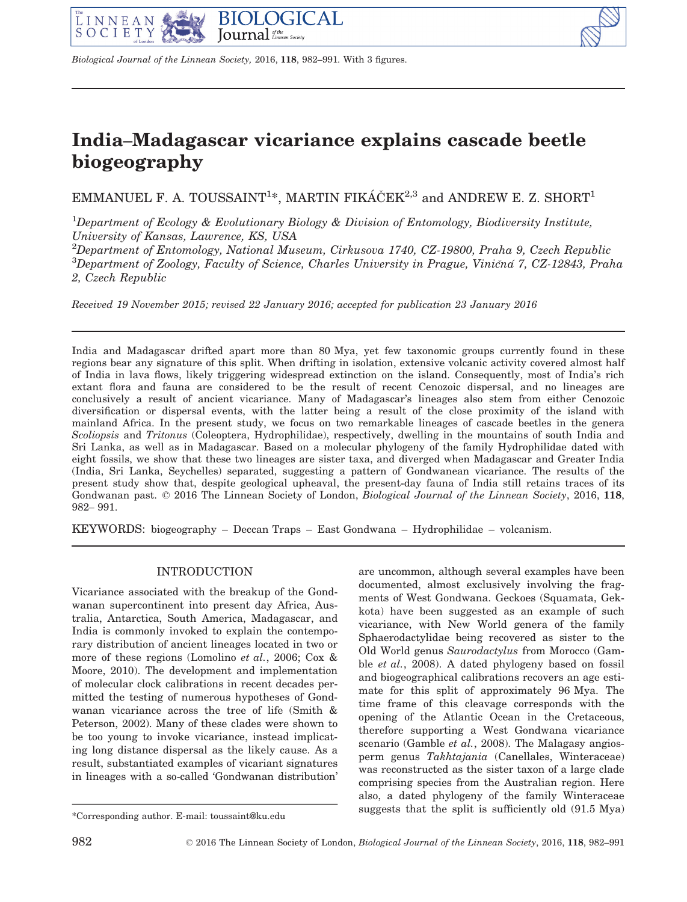# India–Madagascar vicariance explains cascade beetle biogeography

EMMANUEL F. A. TOUSSAINT[1]*, MARTIN FIKÁČEK[2,3] and ANDREW E. Z. SHORT[1]

[1]*Department of Ecology & Evolutionary Biology & Division of Entomology, Biodiversity Institute, University of Kansas, Lawrence, KS, USA*
[2]*Department of Entomology, National Museum, Cirkusova 1740, CZ-19800, Praha 9, Czech Republic*
[3]*Department of Zoology, Faculty of Science, Charles University in Prague, Viničná 7, CZ-12843, Praha 2, Czech Republic*

*Received 19 November 2015; revised 22 January 2016; accepted for publication 23 January 2016*

India and Madagascar drifted apart more than 80 Mya, yet few taxonomic groups currently found in these regions bear any signature of this split. When drifting in isolation, extensive volcanic activity covered almost half of India in lava flows, likely triggering widespread extinction on the island. Consequently, most of India's rich extant flora and fauna are considered to be the result of recent Cenozoic dispersal, and no lineages are conclusively a result of ancient vicariance. Many of Madagascar's lineages also stem from either Cenozoic diversification or dispersal events, with the latter being a result of the close proximity of the island with mainland Africa. In the present study, we focus on two remarkable lineages of cascade beetles in the genera *Scoliopsis* and *Tritonus* (Coleoptera, Hydrophilidae), respectively, dwelling in the mountains of south India and Sri Lanka, as well as in Madagascar. Based on a molecular phylogeny of the family Hydrophilidae dated with eight fossils, we show that these two lineages are sister taxa, and diverged when Madagascar and Greater India (India, Sri Lanka, Seychelles) separated, suggesting a pattern of Gondwanean vicariance. The results of the present study show that, despite geological upheaval, the present-day fauna of India still retains traces of its Gondwanan past. © 2016 The Linnean Society of London, *Biological Journal of the Linnean Society*, 2016, **118**, 982– 991.

KEYWORDS: biogeography – Deccan Traps – East Gondwana – Hydrophilidae – volcanism.

## INTRODUCTION

Vicariance associated with the breakup of the Gondwanan supercontinent into present day Africa, Australia, Antarctica, South America, Madagascar, and India is commonly invoked to explain the contemporary distribution of ancient lineages located in two or more of these regions (Lomolino *et al.*, 2006; Cox & Moore, 2010). The development and implementation of molecular clock calibrations in recent decades permitted the testing of numerous hypotheses of Gondwanan vicariance across the tree of life (Smith & Peterson, 2002). Many of these clades were shown to be too young to invoke vicariance, instead implicating long distance dispersal as the likely cause. As a result, substantiated examples of vicariant signatures in lineages with a so-called 'Gondwanan distribution' are uncommon, although several examples have been documented, almost exclusively involving the fragments of West Gondwana. Geckoes (Squamata, Gekkota) have been suggested as an example of such vicariance, with New World genera of the family Sphaerodactylidae being recovered as sister to the Old World genus *Saurodactylus* from Morocco (Gamble *et al.*, 2008). A dated phylogeny based on fossil and biogeographical calibrations recovers an age estimate for this split of approximately 96 Mya. The time frame of this cleavage corresponds with the opening of the Atlantic Ocean in the Cretaceous, therefore supporting a West Gondwana vicariance scenario (Gamble *et al.*, 2008). The Malagasy angiosperm genus *Takhtajania* (Canellales, Winteraceae) was reconstructed as the sister taxon of a large clade comprising species from the Australian region. Here also, a dated phylogeny of the family Winteraceae suggests that the split is sufficiently old (91.5 Mya)

*Corresponding author. E-mail: toussaint@ku.edu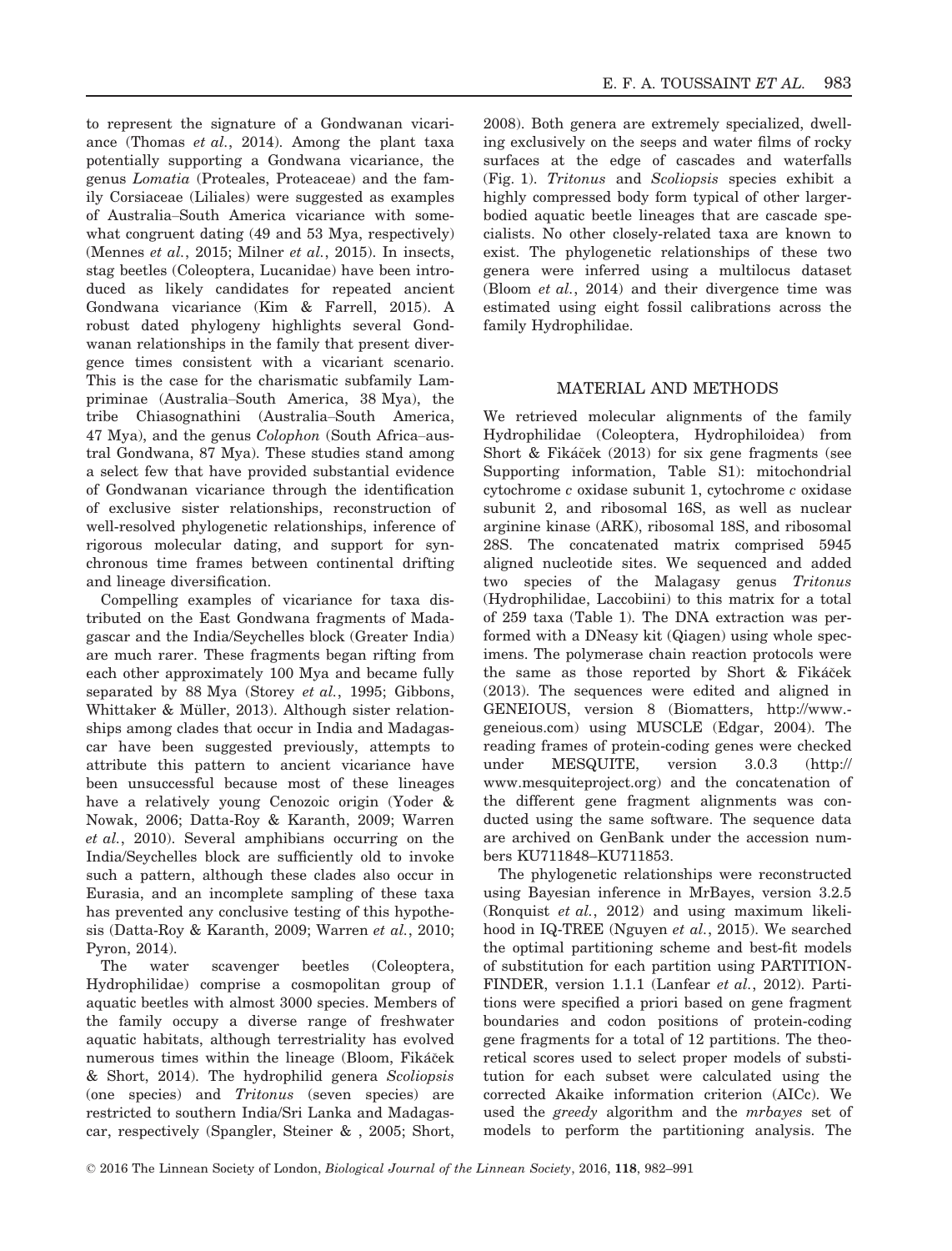to represent the signature of a Gondwanan vicariance (Thomas *et al.*, 2014). Among the plant taxa potentially supporting a Gondwana vicariance, the genus *Lomatia* (Proteales, Proteaceae) and the family Corsiaceae (Liliales) were suggested as examples of Australia–South America vicariance with somewhat congruent dating (49 and 53 Mya, respectively) (Mennes *et al.*, 2015; Milner *et al.*, 2015). In insects, stag beetles (Coleoptera, Lucanidae) have been introduced as likely candidates for repeated ancient Gondwana vicariance (Kim & Farrell, 2015). A robust dated phylogeny highlights several Gondwanan relationships in the family that present divergence times consistent with a vicariant scenario. This is the case for the charismatic subfamily Lampriminae (Australia–South America, 38 Mya), the tribe Chiasognathini (Australia–South America, 47 Mya), and the genus *Colophon* (South Africa–austral Gondwana, 87 Mya). These studies stand among a select few that have provided substantial evidence of Gondwanan vicariance through the identification of exclusive sister relationships, reconstruction of well-resolved phylogenetic relationships, inference of rigorous molecular dating, and support for synchronous time frames between continental drifting and lineage diversification.

Compelling examples of vicariance for taxa distributed on the East Gondwana fragments of Madagascar and the India/Seychelles block (Greater India) are much rarer. These fragments began rifting from each other approximately 100 Mya and became fully separated by 88 Mya (Storey *et al.*, 1995; Gibbons, Whittaker & Müller, 2013). Although sister relationships among clades that occur in India and Madagascar have been suggested previously, attempts to attribute this pattern to ancient vicariance have been unsuccessful because most of these lineages have a relatively young Cenozoic origin (Yoder & Nowak, 2006; Datta-Roy & Karanth, 2009; Warren *et al.*, 2010). Several amphibians occurring on the India/Seychelles block are sufficiently old to invoke such a pattern, although these clades also occur in Eurasia, and an incomplete sampling of these taxa has prevented any conclusive testing of this hypothesis (Datta-Roy & Karanth, 2009; Warren *et al.*, 2010; Pyron, 2014).

The water scavenger beetles (Coleoptera, Hydrophilidae) comprise a cosmopolitan group of aquatic beetles with almost 3000 species. Members of the family occupy a diverse range of freshwater aquatic habitats, although terrestriality has evolved numerous times within the lineage (Bloom, Fikáček & Short, 2014). The hydrophilid genera *Scoliopsis* (one species) and *Tritonus* (seven species) are restricted to southern India/Sri Lanka and Madagascar, respectively (Spangler, Steiner & , 2005; Short, 2008). Both genera are extremely specialized, dwelling exclusively on the seeps and water films of rocky surfaces at the edge of cascades and waterfalls (Fig. 1). *Tritonus* and *Scoliopsis* species exhibit a highly compressed body form typical of other larger-bodied aquatic beetle lineages that are cascade specialists. No other closely-related taxa are known to exist. The phylogenetic relationships of these two genera were inferred using a multilocus dataset (Bloom *et al.*, 2014) and their divergence time was estimated using eight fossil calibrations across the family Hydrophilidae.

## MATERIAL AND METHODS

We retrieved molecular alignments of the family Hydrophilidae (Coleoptera, Hydrophiloidea) from Short & Fikáček (2013) for six gene fragments (see Supporting information, Table S1): mitochondrial cytochrome *c* oxidase subunit 1, cytochrome *c* oxidase subunit 2, and ribosomal 16S, as well as nuclear arginine kinase (ARK), ribosomal 18S, and ribosomal 28S. The concatenated matrix comprised 5945 aligned nucleotide sites. We sequenced and added two species of the Malagasy genus *Tritonus* (Hydrophilidae, Laccobiini) to this matrix for a total of 259 taxa (Table 1). The DNA extraction was performed with a DNeasy kit (Qiagen) using whole specimens. The polymerase chain reaction protocols were the same as those reported by Short & Fikáček (2013). The sequences were edited and aligned in GENEIOUS, version 8 (Biomatters, http://www.geneious.com) using MUSCLE (Edgar, 2004). The reading frames of protein-coding genes were checked under MESQUITE, version 3.0.3 (http://www.mesquiteproject.org) and the concatenation of the different gene fragment alignments was conducted using the same software. The sequence data are archived on GenBank under the accession numbers KU711848–KU711853.

The phylogenetic relationships were reconstructed using Bayesian inference in MrBayes, version 3.2.5 (Ronquist *et al.*, 2012) and using maximum likelihood in IQ-TREE (Nguyen *et al.*, 2015). We searched the optimal partitioning scheme and best-fit models of substitution for each partition using PARTITIONFINDER, version 1.1.1 (Lanfear *et al.*, 2012). Partitions were specified a priori based on gene fragment boundaries and codon positions of protein-coding gene fragments for a total of 12 partitions. The theoretical scores used to select proper models of substitution for each subset were calculated using the corrected Akaike information criterion (AICc). We used the *greedy* algorithm and the *mrbayes* set of models to perform the partitioning analysis. The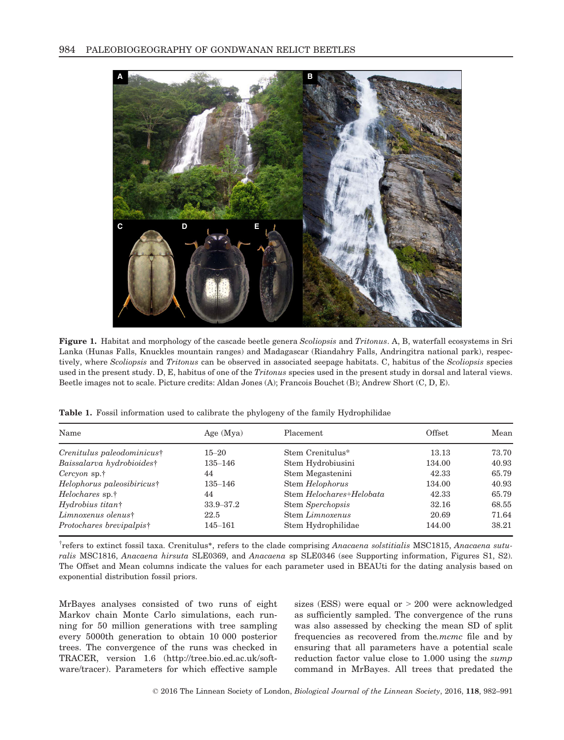**Figure 1.** Habitat and morphology of the cascade beetle genera *Scoliopsis* and *Tritonus*. A, B, waterfall ecosystems in Sri Lanka (Hunas Falls, Knuckles mountain ranges) and Madagascar (Riandahry Falls, Andringitra national park), respectively, where *Scoliopsis* and *Tritonus* can be observed in associated seepage habitats. C, habitus of the *Scoliopsis* species used in the present study. D, E, habitus of one of the *Tritonus* species used in the present study in dorsal and lateral views. Beetle images not to scale. Picture credits: Aldan Jones (A); Francois Bouchet (B); Andrew Short (C, D, E).

**Table 1.** Fossil information used to calibrate the phylogeny of the family Hydrophilidae

| Name | Age (Mya) | Placement | Offset | Mean |
|---|---|---|---|---|
| *Crenitulus paleodominicus*† | 15–20 | Stem Crenitulus* | 13.13 | 73.70 |
| *Baissalarva hydrobioides*† | 135–146 | Stem Hydrobiusini | 134.00 | 40.93 |
| *Cercyon* sp.† | 44 | Stem Megastenini | 42.33 | 65.79 |
| *Helophorus paleosibiricus*† | 135–146 | Stem *Helophorus* | 134.00 | 40.93 |
| *Helochares* sp.† | 44 | Stem *Helochares*+*Helobata* | 42.33 | 65.79 |
| *Hydrobius titan*† | 33.9–37.2 | Stem *Sperchopsis* | 32.16 | 68.55 |
| *Limnoxenus olenus*† | 22.5 | Stem *Limnoxenus* | 20.69 | 71.64 |
| *Protochares brevipalpis*† | 145–161 | Stem Hydrophilidae | 144.00 | 38.21 |

†refers to extinct fossil taxa. Crenitulus*, refers to the clade comprising *Anacaena solstitialis* MSC1815, *Anacaena suturalis* MSC1816, *Anacaena hirsuta* SLE0369, and *Anacaena* sp SLE0346 (see Supporting information, Figures S1, S2). The Offset and Mean columns indicate the values for each parameter used in BEAUti for the dating analysis based on exponential distribution fossil priors.

MrBayes analyses consisted of two runs of eight Markov chain Monte Carlo simulations, each running for 50 million generations with tree sampling every 5000th generation to obtain 10 000 posterior trees. The convergence of the runs was checked in TRACER, version 1.6 (http://tree.bio.ed.ac.uk/software/tracer). Parameters for which effective sample sizes (ESS) were equal or > 200 were acknowledged as sufficiently sampled. The convergence of the runs was also assessed by checking the mean SD of split frequencies as recovered from the.*mcmc* file and by ensuring that all parameters have a potential scale reduction factor value close to 1.000 using the *sump* command in MrBayes. All trees that predated the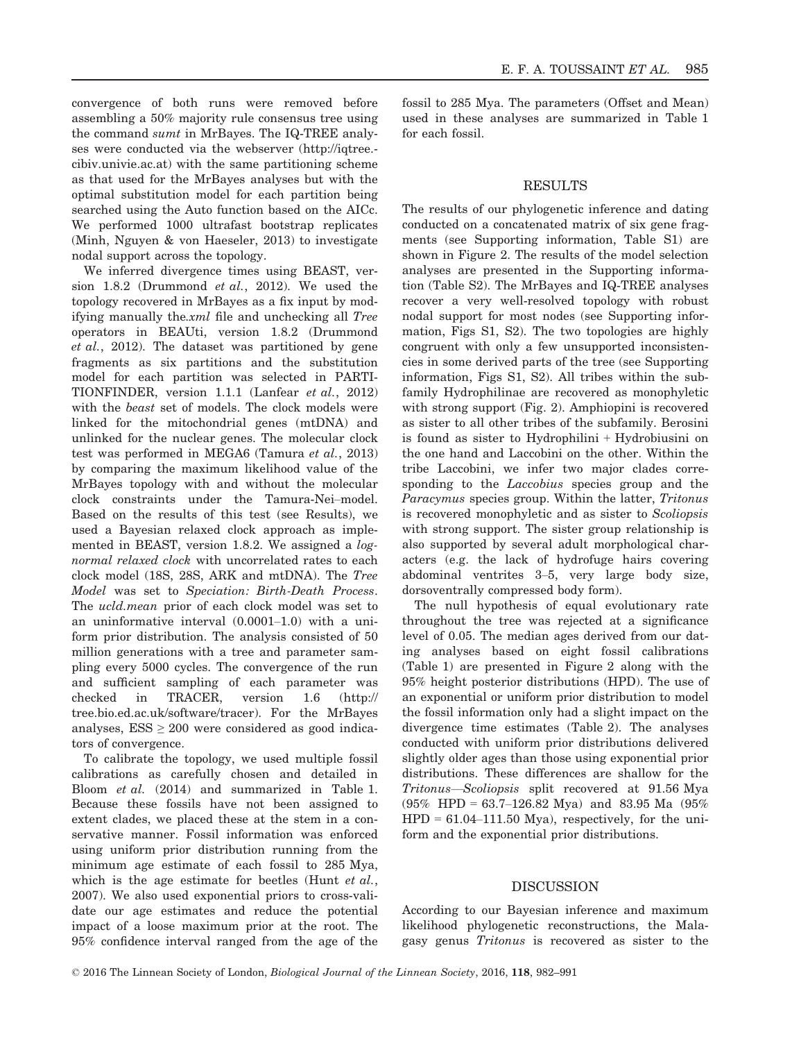convergence of both runs were removed before assembling a 50% majority rule consensus tree using the command *sumt* in MrBayes. The IQ-TREE analyses were conducted via the webserver (http://iqtree.cibiv.univie.ac.at) with the same partitioning scheme as that used for the MrBayes analyses but with the optimal substitution model for each partition being searched using the Auto function based on the AICc. We performed 1000 ultrafast bootstrap replicates (Minh, Nguyen & von Haeseler, 2013) to investigate nodal support across the topology.

We inferred divergence times using BEAST, version 1.8.2 (Drummond *et al.*, 2012). We used the topology recovered in MrBayes as a fix input by modifying manually the *.xml* file and unchecking all *Tree* operators in BEAUti, version 1.8.2 (Drummond *et al.*, 2012). The dataset was partitioned by gene fragments as six partitions and the substitution model for each partition was selected in PARTITIONFINDER, version 1.1.1 (Lanfear *et al.*, 2012) with the *beast* set of models. The clock models were linked for the mitochondrial genes (mtDNA) and unlinked for the nuclear genes. The molecular clock test was performed in MEGA6 (Tamura *et al.*, 2013) by comparing the maximum likelihood value of the MrBayes topology with and without the molecular clock constraints under the Tamura-Nei–model. Based on the results of this test (see Results), we used a Bayesian relaxed clock approach as implemented in BEAST, version 1.8.2. We assigned a *lognormal relaxed clock* with uncorrelated rates to each clock model (18S, 28S, ARK and mtDNA). The *Tree Model* was set to *Speciation: Birth-Death Process*. The *ucld.mean* prior of each clock model was set to an uninformative interval (0.0001–1.0) with a uniform prior distribution. The analysis consisted of 50 million generations with a tree and parameter sampling every 5000 cycles. The convergence of the run and sufficient sampling of each parameter was checked in TRACER, version 1.6 (http://tree.bio.ed.ac.uk/software/tracer). For the MrBayes analyses, ESS $\geq$ 200 were considered as good indicators of convergence.

To calibrate the topology, we used multiple fossil calibrations as carefully chosen and detailed in Bloom *et al.* (2014) and summarized in Table 1. Because these fossils have not been assigned to extent clades, we placed these at the stem in a conservative manner. Fossil information was enforced using uniform prior distribution running from the minimum age estimate of each fossil to 285 Mya, which is the age estimate for beetles (Hunt *et al.*, 2007). We also used exponential priors to cross-validate our age estimates and reduce the potential impact of a loose maximum prior at the root. The 95% confidence interval ranged from the age of the fossil to 285 Mya. The parameters (Offset and Mean) used in these analyses are summarized in Table 1 for each fossil.

## RESULTS

The results of our phylogenetic inference and dating conducted on a concatenated matrix of six gene fragments (see Supporting information, Table S1) are shown in Figure 2. The results of the model selection analyses are presented in the Supporting information (Table S2). The MrBayes and IQ-TREE analyses recover a very well-resolved topology with robust nodal support for most nodes (see Supporting information, Figs S1, S2). The two topologies are highly congruent with only a few unsupported inconsistencies in some derived parts of the tree (see Supporting information, Figs S1, S2). All tribes within the subfamily Hydrophilinae are recovered as monophyletic with strong support (Fig. 2). Amphiopini is recovered as sister to all other tribes of the subfamily. Berosini is found as sister to Hydrophilini + Hydrobiusini on the one hand and Laccobini on the other. Within the tribe Laccobini, we infer two major clades corresponding to the *Laccobius* species group and the *Paracymus* species group. Within the latter, *Tritonus* is recovered monophyletic and as sister to *Scoliopsis* with strong support. The sister group relationship is also supported by several adult morphological characters (e.g. the lack of hydrofuge hairs covering abdominal ventrites 3–5, very large body size, dorsoventrally compressed body form).

The null hypothesis of equal evolutionary rate throughout the tree was rejected at a significance level of 0.05. The median ages derived from our dating analyses based on eight fossil calibrations (Table 1) are presented in Figure 2 along with the 95% height posterior distributions (HPD). The use of an exponential or uniform prior distribution to model the fossil information only had a slight impact on the divergence time estimates (Table 2). The analyses conducted with uniform prior distributions delivered slightly older ages than those using exponential prior distributions. These differences are shallow for the *Tritonus*—*Scoliopsis* split recovered at 91.56 Mya (95% HPD = 63.7–126.82 Mya) and 83.95 Ma (95% HPD = 61.04–111.50 Mya), respectively, for the uniform and the exponential prior distributions.

## DISCUSSION

According to our Bayesian inference and maximum likelihood phylogenetic reconstructions, the Malagasy genus *Tritonus* is recovered as sister to the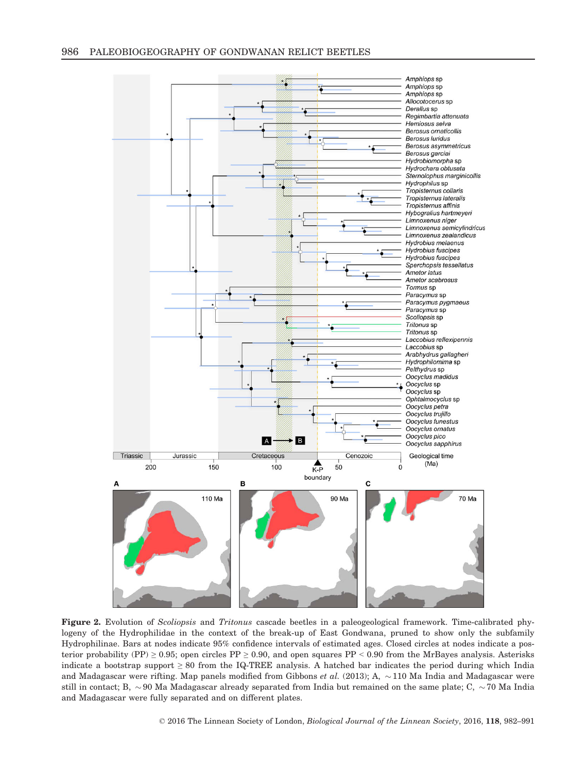**Figure 2.** Evolution of *Scoliopsis* and *Tritonus* cascade beetles in a paleogeological framework. Time-calibrated phylogeny of the Hydrophilidae in the context of the break-up of East Gondwana, pruned to show only the subfamily Hydrophilinae. Bars at nodes indicate 95% confidence intervals of estimated ages. Closed circles at nodes indicate a posterior probability (PP) ≥ 0.95; open circles PP ≥ 0.90, and open squares PP < 0.90 from the MrBayes analysis. Asterisks indicate a bootstrap support ≥ 80 from the IQ-TREE analysis. A hatched bar indicates the period during which India and Madagascar were rifting. Map panels modified from Gibbons *et al.* (2013); A, ~110 Ma India and Madagascar were still in contact; B, ~90 Ma Madagascar already separated from India but remained on the same plate; C, ~70 Ma India and Madagascar were fully separated and on different plates.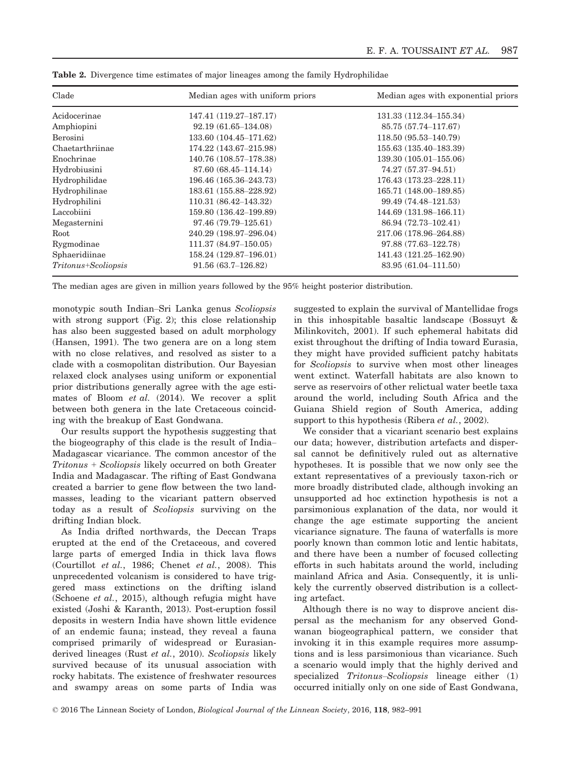**Table 2.** Divergence time estimates of major lineages among the family Hydrophilidae

| Clade | Median ages with uniform priors | Median ages with exponential priors |
|---|---|---|
| Acidocerinae | 147.41 (119.27–187.17) | 131.33 (112.34–155.34) |
| Amphiopini | 92.19 (61.65–134.08) | 85.75 (57.74–117.67) |
| Berosini | 133.60 (104.45–171.62) | 118.50 (95.53–140.79) |
| Chaetarthriinae | 174.22 (143.67–215.98) | 155.63 (135.40–183.39) |
| Enochrinae | 140.76 (108.57–178.38) | 139.30 (105.01–155.06) |
| Hydrobiusini | 87.60 (68.45–114.14) | 74.27 (57.37–94.51) |
| Hydrophilidae | 196.46 (165.36–243.73) | 176.43 (173.23–228.11) |
| Hydrophilinae | 183.61 (155.88–228.92) | 165.71 (148.00–189.85) |
| Hydrophilini | 110.31 (86.42–143.32) | 99.49 (74.48–121.53) |
| Laccobiini | 159.80 (136.42–199.89) | 144.69 (131.98–166.11) |
| Megasternini | 97.46 (79.79–125.61) | 86.94 (72.73–102.41) |
| Root | 240.29 (198.97–296.04) | 217.06 (178.96–264.88) |
| Rygmodinae | 111.37 (84.97–150.05) | 97.88 (77.63–122.78) |
| Sphaeridiinae | 158.24 (129.87–196.01) | 141.43 (121.25–162.90) |
| *Tritonus*+*Scoliopsis* | 91.56 (63.7–126.82) | 83.95 (61.04–111.50) |

The median ages are given in million years followed by the 95% height posterior distribution.

monotypic south Indian–Sri Lanka genus *Scoliopsis* with strong support (Fig. 2); this close relationship has also been suggested based on adult morphology (Hansen, 1991). The two genera are on a long stem with no close relatives, and resolved as sister to a clade with a cosmopolitan distribution. Our Bayesian relaxed clock analyses using uniform or exponential prior distributions generally agree with the age estimates of Bloom *et al.* (2014). We recover a split between both genera in the late Cretaceous coinciding with the breakup of East Gondwana.

Our results support the hypothesis suggesting that the biogeography of this clade is the result of India–Madagascar vicariance. The common ancestor of the *Tritonus* + *Scoliopsis* likely occurred on both Greater India and Madagascar. The rifting of East Gondwana created a barrier to gene flow between the two landmasses, leading to the vicariant pattern observed today as a result of *Scoliopsis* surviving on the drifting Indian block.

As India drifted northwards, the Deccan Traps erupted at the end of the Cretaceous, and covered large parts of emerged India in thick lava flows (Courtillot *et al.*, 1986; Chenet *et al.*, 2008). This unprecedented volcanism is considered to have triggered mass extinctions on the drifting island (Schoene *et al.*, 2015), although refugia might have existed (Joshi & Karanth, 2013). Post-eruption fossil deposits in western India have shown little evidence of an endemic fauna; instead, they reveal a fauna comprised primarily of widespread or Eurasian-derived lineages (Rust *et al.*, 2010). *Scoliopsis* likely survived because of its unusual association with rocky habitats. The existence of freshwater resources and swampy areas on some parts of India was suggested to explain the survival of Mantellidae frogs in this inhospitable basaltic landscape (Bossuyt & Milinkovitch, 2001). If such ephemeral habitats did exist throughout the drifting of India toward Eurasia, they might have provided sufficient patchy habitats for *Scoliopsis* to survive when most other lineages went extinct. Waterfall habitats are also known to serve as reservoirs of other relictual water beetle taxa around the world, including South Africa and the Guiana Shield region of South America, adding support to this hypothesis (Ribera *et al.*, 2002).

We consider that a vicariant scenario best explains our data; however, distribution artefacts and dispersal cannot be definitively ruled out as alternative hypotheses. It is possible that we now only see the extant representatives of a previously taxon-rich or more broadly distributed clade, although invoking an unsupported ad hoc extinction hypothesis is not a parsimonious explanation of the data, nor would it change the age estimate supporting the ancient vicariance signature. The fauna of waterfalls is more poorly known than common lotic and lentic habitats, and there have been a number of focused collecting efforts in such habitats around the world, including mainland Africa and Asia. Consequently, it is unlikely the currently observed distribution is a collecting artefact.

Although there is no way to disprove ancient dispersal as the mechanism for any observed Gondwanan biogeographical pattern, we consider that invoking it in this example requires more assumptions and is less parsimonious than vicariance. Such a scenario would imply that the highly derived and specialized *Tritonus*–*Scoliopsis* lineage either (1) occurred initially only on one side of East Gondwana,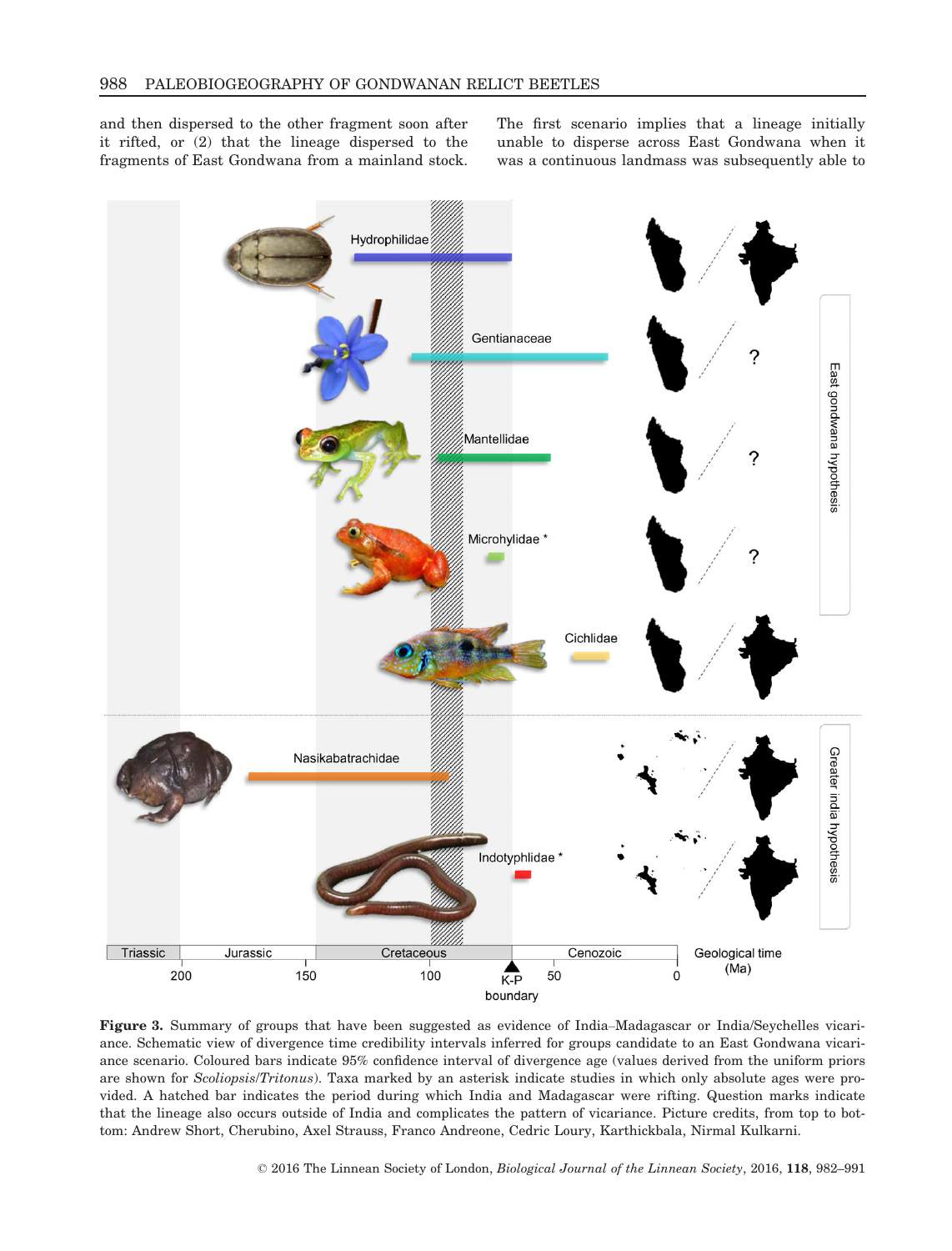and then dispersed to the other fragment soon after it rifted, or (2) that the lineage dispersed to the fragments of East Gondwana from a mainland stock. The first scenario implies that a lineage initially unable to disperse across East Gondwana when it was a continuous landmass was subsequently able to

**Figure 3.** Summary of groups that have been suggested as evidence of India–Madagascar or India/Seychelles vicariance. Schematic view of divergence time credibility intervals inferred for groups candidate to an East Gondwana vicariance scenario. Coloured bars indicate 95% confidence interval of divergence age (values derived from the uniform priors are shown for *Scoliopsis*/*Tritonus*). Taxa marked by an asterisk indicate studies in which only absolute ages were provided. A hatched bar indicates the period during which India and Madagascar were rifting. Question marks indicate that the lineage also occurs outside of India and complicates the pattern of vicariance. Picture credits, from top to bottom: Andrew Short, Cherubino, Axel Strauss, Franco Andreone, Cedric Loury, Karthickbala, Nirmal Kulkarni.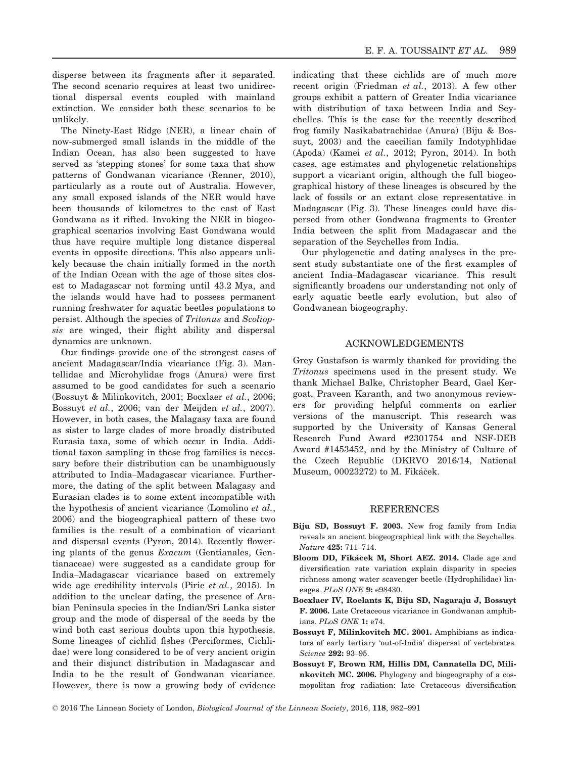disperse between its fragments after it separated. The second scenario requires at least two unidirectional dispersal events coupled with mainland extinction. We consider both these scenarios to be unlikely.

The Ninety-East Ridge (NER), a linear chain of now-submerged small islands in the middle of the Indian Ocean, has also been suggested to have served as 'stepping stones' for some taxa that show patterns of Gondwanan vicariance (Renner, 2010), particularly as a route out of Australia. However, any small exposed islands of the NER would have been thousands of kilometres to the east of East Gondwana as it rifted. Invoking the NER in biogeographical scenarios involving East Gondwana would thus have require multiple long distance dispersal events in opposite directions. This also appears unlikely because the chain initially formed in the north of the Indian Ocean with the age of those sites closest to Madagascar not forming until 43.2 Mya, and the islands would have had to possess permanent running freshwater for aquatic beetles populations to persist. Although the species of *Tritonus* and *Scoliopsis* are winged, their flight ability and dispersal dynamics are unknown.

Our findings provide one of the strongest cases of ancient Madagascar/India vicariance (Fig. 3). Mantellidae and Microhylidae frogs (Anura) were first assumed to be good candidates for such a scenario (Bossuyt & Milinkovitch, 2001; Bocxlaer *et al.*, 2006; Bossuyt *et al.*, 2006; van der Meijden *et al.*, 2007). However, in both cases, the Malagasy taxa are found as sister to large clades of more broadly distributed Eurasia taxa, some of which occur in India. Additional taxon sampling in these frog families is necessary before their distribution can be unambiguously attributed to India–Madagascar vicariance. Furthermore, the dating of the split between Malagasy and Eurasian clades is to some extent incompatible with the hypothesis of ancient vicariance (Lomolino *et al.*, 2006) and the biogeographical pattern of these two families is the result of a combination of vicariant and dispersal events (Pyron, 2014). Recently flowering plants of the genus *Exacum* (Gentianales, Gentianaceae) were suggested as a candidate group for India–Madagascar vicariance based on extremely wide age credibility intervals (Pirie *et al.*, 2015). In addition to the unclear dating, the presence of Arabian Peninsula species in the Indian/Sri Lanka sister group and the mode of dispersal of the seeds by the wind both cast serious doubts upon this hypothesis. Some lineages of cichlid fishes (Perciformes, Cichlidae) were long considered to be of very ancient origin and their disjunct distribution in Madagascar and India to be the result of Gondwanan vicariance. However, there is now a growing body of evidence indicating that these cichlids are of much more recent origin (Friedman *et al.*, 2013). A few other groups exhibit a pattern of Greater India vicariance with distribution of taxa between India and Seychelles. This is the case for the recently described frog family Nasikabatrachidae (Anura) (Biju & Bossuyt, 2003) and the caecilian family Indotyphlidae (Apoda) (Kamei *et al.*, 2012; Pyron, 2014). In both cases, age estimates and phylogenetic relationships support a vicariant origin, although the full biogeographical history of these lineages is obscured by the lack of fossils or an extant close representative in Madagascar (Fig. 3). These lineages could have dispersed from other Gondwana fragments to Greater India between the split from Madagascar and the separation of the Seychelles from India.

Our phylogenetic and dating analyses in the present study substantiate one of the first examples of ancient India–Madagascar vicariance. This result significantly broadens our understanding not only of early aquatic beetle early evolution, but also of Gondwanean biogeography.

## ACKNOWLEDGEMENTS

Grey Gustafson is warmly thanked for providing the *Tritonus* specimens used in the present study. We thank Michael Balke, Christopher Beard, Gael Kergoat, Praveen Karanth, and two anonymous reviewers for providing helpful comments on earlier versions of the manuscript. This research was supported by the University of Kansas General Research Fund Award #2301754 and NSF-DEB Award #1453452, and by the Ministry of Culture of the Czech Republic (DKRVO 2016/14, National Museum, 00023272) to M. Fikáček.

## REFERENCES

**Biju SD, Bossuyt F. 2003.** New frog family from India reveals an ancient biogeographical link with the Seychelles. *Nature* **425:** 711–714.

**Bloom DD, Fikáček M, Short AEZ. 2014.** Clade age and diversification rate variation explain disparity in species richness among water scavenger beetle (Hydrophilidae) lineages. *PLoS ONE* **9:** e98430.

**Bocxlaer IV, Roelants K, Biju SD, Nagaraju J, Bossuyt F. 2006.** Late Cretaceous vicariance in Gondwanan amphibians. *PLoS ONE* **1:** e74.

**Bossuyt F, Milinkovitch MC. 2001.** Amphibians as indicators of early tertiary 'out-of-India' dispersal of vertebrates. *Science* **292:** 93–95.

**Bossuyt F, Brown RM, Hillis DM, Cannatella DC, Milinkovitch MC. 2006.** Phylogeny and biogeography of a cosmopolitan frog radiation: late Cretaceous diversification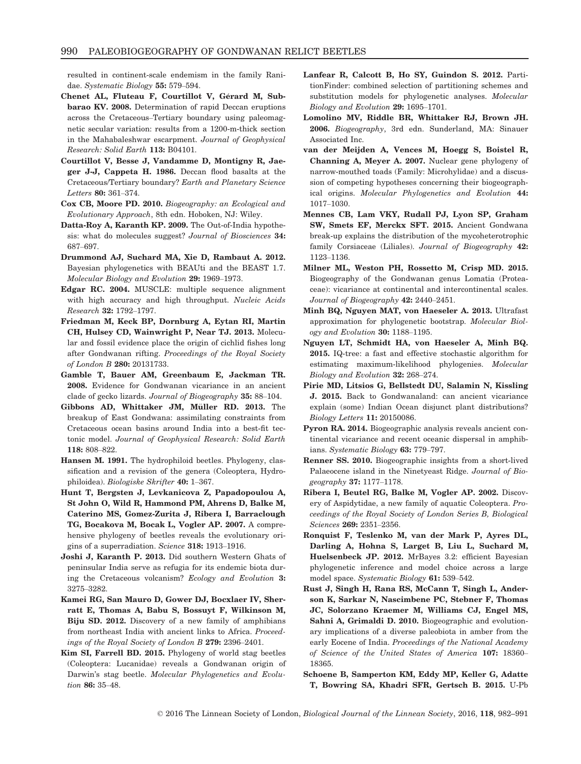resulted in continent-scale endemism in the family Ranidae. *Systematic Biology* **55:** 579–594.

**Chenet AL, Fluteau F, Courtillot V, Gérard M, Subbarao KV. 2008.** Determination of rapid Deccan eruptions across the Cretaceous–Tertiary boundary using paleomagnetic secular variation: results from a 1200-m-thick section in the Mahabaleshwar escarpment. *Journal of Geophysical Research: Solid Earth* **113:** B04101.

**Courtillot V, Besse J, Vandamme D, Montigny R, Jaeger J-J, Cappeta H. 1986.** Deccan flood basalts at the Cretaceous/Tertiary boundary? *Earth and Planetary Science Letters* **80:** 361–374.

**Cox CB, Moore PD. 2010.** *Biogeography: an Ecological and Evolutionary Approach*, 8th edn. Hoboken, NJ: Wiley.

**Datta-Roy A, Karanth KP. 2009.** The Out-of-India hypothesis: what do molecules suggest? *Journal of Biosciences* **34:** 687–697.

**Drummond AJ, Suchard MA, Xie D, Rambaut A. 2012.** Bayesian phylogenetics with BEAUti and the BEAST 1.7. *Molecular Biology and Evolution* **29:** 1969–1973.

**Edgar RC. 2004.** MUSCLE: multiple sequence alignment with high accuracy and high throughput. *Nucleic Acids Research* **32:** 1792–1797.

**Friedman M, Keck BP, Dornburg A, Eytan RI, Martin CH, Hulsey CD, Wainwright P, Near TJ. 2013.** Molecular and fossil evidence place the origin of cichlid fishes long after Gondwanan rifting. *Proceedings of the Royal Society of London B* **280:** 20131733.

**Gamble T, Bauer AM, Greenbaum E, Jackman TR. 2008.** Evidence for Gondwanan vicariance in an ancient clade of gecko lizards. *Journal of Biogeography* **35:** 88–104.

**Gibbons AD, Whittaker JM, Müller RD. 2013.** The breakup of East Gondwana: assimilating constraints from Cretaceous ocean basins around India into a best-fit tectonic model. *Journal of Geophysical Research: Solid Earth* **118:** 808–822.

**Hansen M. 1991.** The hydrophiloid beetles. Phylogeny, classification and a revision of the genera (Coleoptera, Hydrophiloidea). *Biologiske Skrifter* **40:** 1–367.

**Hunt T, Bergsten J, Levkanicova Z, Papadopoulou A, St John O, Wild R, Hammond PM, Ahrens D, Balke M, Caterino MS, Gomez-Zurita J, Ribera I, Barraclough TG, Bocakova M, Bocak L, Vogler AP. 2007.** A comprehensive phylogeny of beetles reveals the evolutionary origins of a superradiation. *Science* **318:** 1913–1916.

**Joshi J, Karanth P. 2013.** Did southern Western Ghats of peninsular India serve as refugia for its endemic biota during the Cretaceous volcanism? *Ecology and Evolution* **3:** 3275–3282.

**Kamei RG, San Mauro D, Gower DJ, Bocxlaer IV, Sherratt E, Thomas A, Babu S, Bossuyt F, Wilkinson M, Biju SD. 2012.** Discovery of a new family of amphibians from northeast India with ancient links to Africa. *Proceedings of the Royal Society of London B* **279:** 2396–2401.

**Kim SI, Farrell BD. 2015.** Phylogeny of world stag beetles (Coleoptera: Lucanidae) reveals a Gondwanan origin of Darwin's stag beetle. *Molecular Phylogenetics and Evolution* **86:** 35–48.

**Lanfear R, Calcott B, Ho SY, Guindon S. 2012.** PartitionFinder: combined selection of partitioning schemes and substitution models for phylogenetic analyses. *Molecular Biology and Evolution* **29:** 1695–1701.

**Lomolino MV, Riddle BR, Whittaker RJ, Brown JH. 2006.** *Biogeography*, 3rd edn. Sunderland, MA: Sinauer Associated Inc.

**van der Meijden A, Vences M, Hoegg S, Boistel R, Channing A, Meyer A. 2007.** Nuclear gene phylogeny of narrow-mouthed toads (Family: Microhylidae) and a discussion of competing hypotheses concerning their biogeographical origins. *Molecular Phylogenetics and Evolution* **44:** 1017–1030.

**Mennes CB, Lam VKY, Rudall PJ, Lyon SP, Graham SW, Smets EF, Merckx SFT. 2015.** Ancient Gondwana break-up explains the distribution of the mycoheterotrophic family Corsiaceae (Liliales). *Journal of Biogeography* **42:** 1123–1136.

**Milner ML, Weston PH, Rossetto M, Crisp MD. 2015.** Biogeography of the Gondwanan genus Lomatia (Proteaceae): vicariance at continental and intercontinental scales. *Journal of Biogeography* **42:** 2440–2451.

**Minh BQ, Nguyen MAT, von Haeseler A. 2013.** Ultrafast approximation for phylogenetic bootstrap. *Molecular Biology and Evolution* **30:** 1188–1195.

**Nguyen LT, Schmidt HA, von Haeseler A, Minh BQ. 2015.** IQ-tree: a fast and effective stochastic algorithm for estimating maximum-likelihood phylogenies. *Molecular Biology and Evolution* **32:** 268–274.

**Pirie MD, Litsios G, Bellstedt DU, Salamin N, Kissling J. 2015.** Back to Gondwanaland: can ancient vicariance explain (some) Indian Ocean disjunct plant distributions? *Biology Letters* **11:** 20150086.

**Pyron RA. 2014.** Biogeographic analysis reveals ancient continental vicariance and recent oceanic dispersal in amphibians. *Systematic Biology* **63:** 779–797.

**Renner SS. 2010.** Biogeographic insights from a short-lived Palaeocene island in the Ninetyeast Ridge. *Journal of Biogeography* **37:** 1177–1178.

**Ribera I, Beutel RG, Balke M, Vogler AP. 2002.** Discovery of Aspidytidae, a new family of aquatic Coleoptera. *Proceedings of the Royal Society of London Series B, Biological Sciences* **269:** 2351–2356.

**Ronquist F, Teslenko M, van der Mark P, Ayres DL, Darling A, Hohna S, Larget B, Liu L, Suchard M, Huelsenbeck JP. 2012.** MrBayes 3.2: efficient Bayesian phylogenetic inference and model choice across a large model space. *Systematic Biology* **61:** 539–542.

**Rust J, Singh H, Rana RS, McCann T, Singh L, Anderson K, Sarkar N, Nascimbene PC, Stebner F, Thomas JC, Solorzano Kraemer M, Williams CJ, Engel MS, Sahni A, Grimaldi D. 2010.** Biogeographic and evolutionary implications of a diverse paleobiota in amber from the early Eocene of India. *Proceedings of the National Academy of Science of the United States of America* **107:** 18360–18365.

**Schoene B, Samperton KM, Eddy MP, Keller G, Adatte T, Bowring SA, Khadri SFR, Gertsch B. 2015.** U-Pb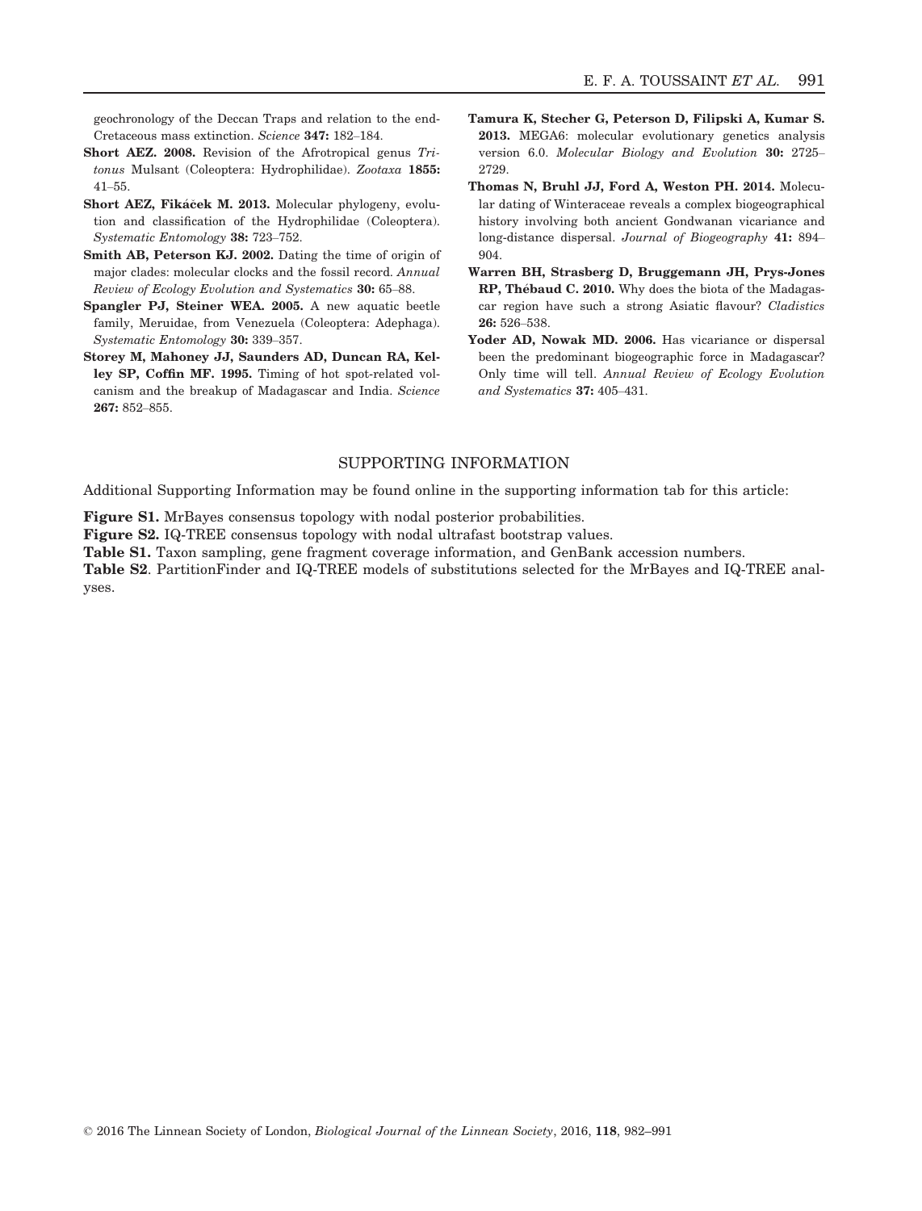geochronology of the Deccan Traps and relation to the end-Cretaceous mass extinction. *Science* **347:** 182–184.

**Short AEZ. 2008.** Revision of the Afrotropical genus *Tritonus* Mulsant (Coleoptera: Hydrophilidae). *Zootaxa* **1855:** 41–55.

**Short AEZ, Fikáček M. 2013.** Molecular phylogeny, evolution and classification of the Hydrophilidae (Coleoptera). *Systematic Entomology* **38:** 723–752.

**Smith AB, Peterson KJ. 2002.** Dating the time of origin of major clades: molecular clocks and the fossil record. *Annual Review of Ecology Evolution and Systematics* **30:** 65–88.

**Spangler PJ, Steiner WEA. 2005.** A new aquatic beetle family, Meruidae, from Venezuela (Coleoptera: Adephaga). *Systematic Entomology* **30:** 339–357.

**Storey M, Mahoney JJ, Saunders AD, Duncan RA, Kelley SP, Coffin MF. 1995.** Timing of hot spot-related volcanism and the breakup of Madagascar and India. *Science* **267:** 852–855.

**Tamura K, Stecher G, Peterson D, Filipski A, Kumar S. 2013.** MEGA6: molecular evolutionary genetics analysis version 6.0. *Molecular Biology and Evolution* **30:** 2725–2729.

**Thomas N, Bruhl JJ, Ford A, Weston PH. 2014.** Molecular dating of Winteraceae reveals a complex biogeographical history involving both ancient Gondwanan vicariance and long-distance dispersal. *Journal of Biogeography* **41:** 894–904.

**Warren BH, Strasberg D, Bruggemann JH, Prys-Jones RP, Thébaud C. 2010.** Why does the biota of the Madagascar region have such a strong Asiatic flavour? *Cladistics* **26:** 526–538.

**Yoder AD, Nowak MD. 2006.** Has vicariance or dispersal been the predominant biogeographic force in Madagascar? Only time will tell. *Annual Review of Ecology Evolution and Systematics* **37:** 405–431.

## SUPPORTING INFORMATION

Additional Supporting Information may be found online in the supporting information tab for this article:

**Figure S1.** MrBayes consensus topology with nodal posterior probabilities.

**Figure S2.** IQ-TREE consensus topology with nodal ultrafast bootstrap values.

**Table S1.** Taxon sampling, gene fragment coverage information, and GenBank accession numbers.

**Table S2**. PartitionFinder and IQ-TREE models of substitutions selected for the MrBayes and IQ-TREE analyses.